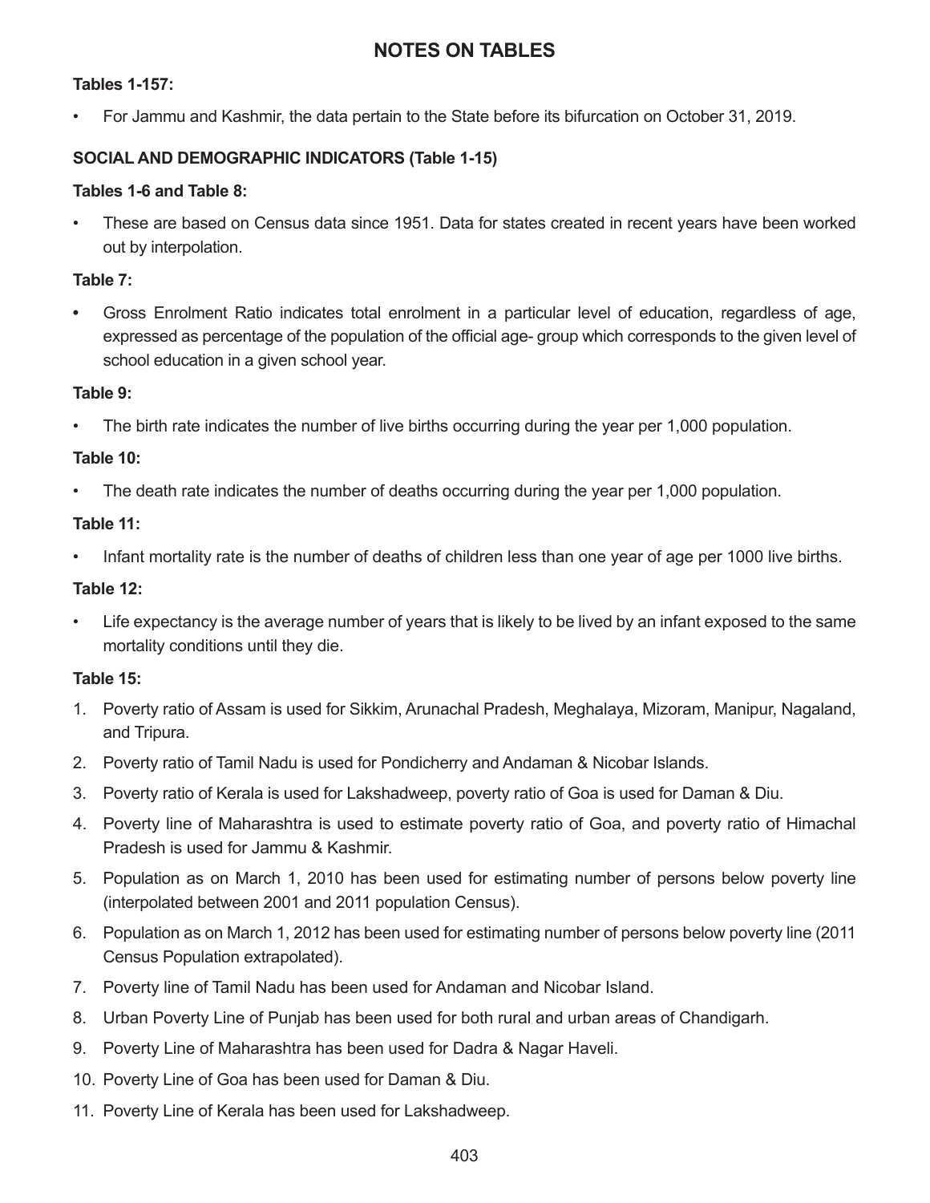# NOTES ON TABLES

**Tables 1-157:**

- For Jammu and Kashmir, the data pertain to the State before its bifurcation on October 31, 2019.

## SOCIAL AND DEMOGRAPHIC INDICATORS (Table 1-15)

**Tables 1-6 and Table 8:**

- These are based on Census data since 1951. Data for states created in recent years have been worked out by interpolation.

**Table 7:**

- Gross Enrolment Ratio indicates total enrolment in a particular level of education, regardless of age, expressed as percentage of the population of the official age- group which corresponds to the given level of school education in a given school year.

**Table 9:**

- The birth rate indicates the number of live births occurring during the year per 1,000 population.

**Table 10:**

- The death rate indicates the number of deaths occurring during the year per 1,000 population.

**Table 11:**

- Infant mortality rate is the number of deaths of children less than one year of age per 1000 live births.

**Table 12:**

- Life expectancy is the average number of years that is likely to be lived by an infant exposed to the same mortality conditions until they die.

**Table 15:**

1. Poverty ratio of Assam is used for Sikkim, Arunachal Pradesh, Meghalaya, Mizoram, Manipur, Nagaland, and Tripura.
2. Poverty ratio of Tamil Nadu is used for Pondicherry and Andaman & Nicobar Islands.
3. Poverty ratio of Kerala is used for Lakshadweep, poverty ratio of Goa is used for Daman & Diu.
4. Poverty line of Maharashtra is used to estimate poverty ratio of Goa, and poverty ratio of Himachal Pradesh is used for Jammu & Kashmir.
5. Population as on March 1, 2010 has been used for estimating number of persons below poverty line (interpolated between 2001 and 2011 population Census).
6. Population as on March 1, 2012 has been used for estimating number of persons below poverty line (2011 Census Population extrapolated).
7. Poverty line of Tamil Nadu has been used for Andaman and Nicobar Island.
8. Urban Poverty Line of Punjab has been used for both rural and urban areas of Chandigarh.
9. Poverty Line of Maharashtra has been used for Dadra & Nagar Haveli.
10. Poverty Line of Goa has been used for Daman & Diu.
11. Poverty Line of Kerala has been used for Lakshadweep.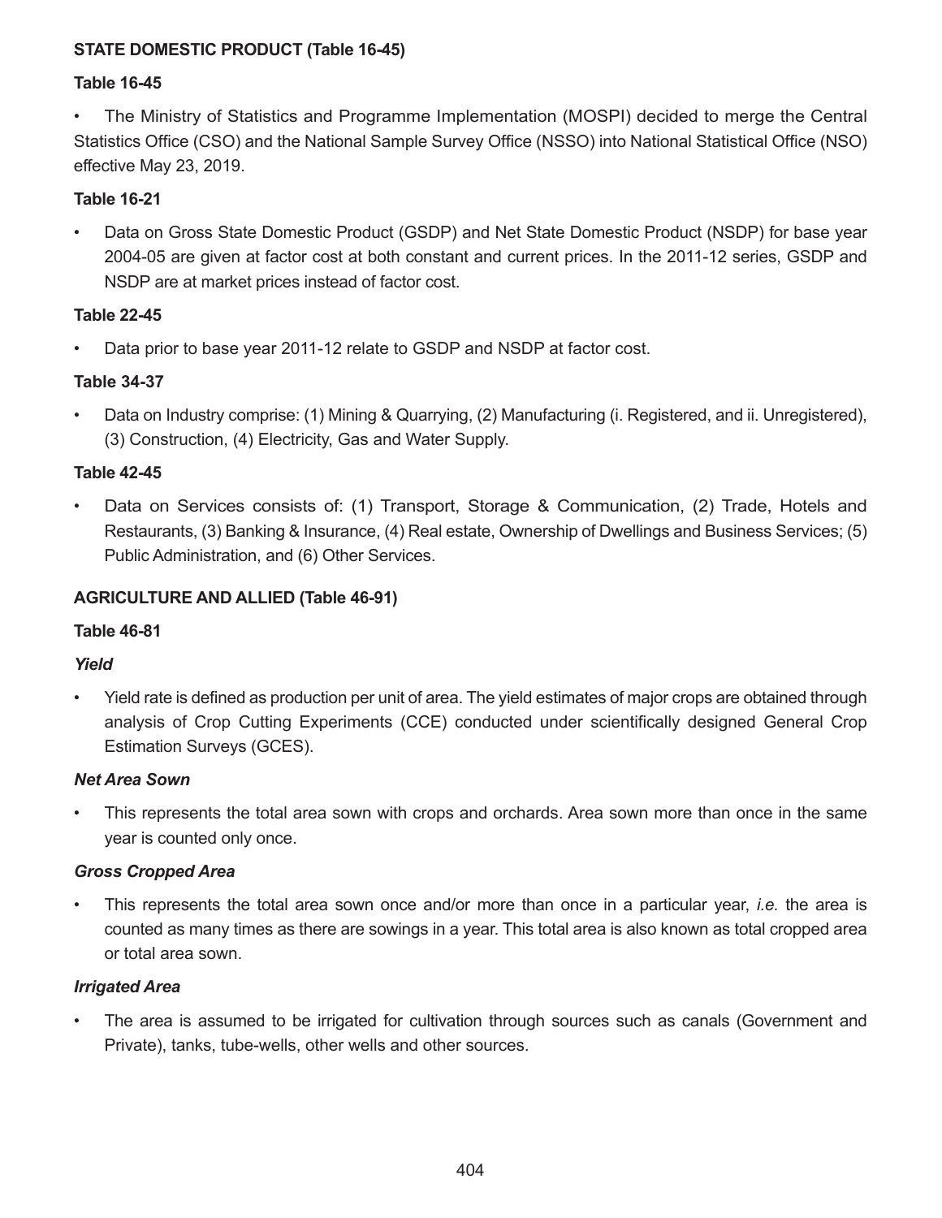**STATE DOMESTIC PRODUCT (Table 16-45)**

**Table 16-45**

- The Ministry of Statistics and Programme Implementation (MOSPI) decided to merge the Central Statistics Office (CSO) and the National Sample Survey Office (NSSO) into National Statistical Office (NSO) effective May 23, 2019.

**Table 16-21**

- Data on Gross State Domestic Product (GSDP) and Net State Domestic Product (NSDP) for base year 2004-05 are given at factor cost at both constant and current prices. In the 2011-12 series, GSDP and NSDP are at market prices instead of factor cost.

**Table 22-45**

- Data prior to base year 2011-12 relate to GSDP and NSDP at factor cost.

**Table 34-37**

- Data on Industry comprise: (1) Mining & Quarrying, (2) Manufacturing (i. Registered, and ii. Unregistered), (3) Construction, (4) Electricity, Gas and Water Supply.

**Table 42-45**

- Data on Services consists of: (1) Transport, Storage & Communication, (2) Trade, Hotels and Restaurants, (3) Banking & Insurance, (4) Real estate, Ownership of Dwellings and Business Services; (5) Public Administration, and (6) Other Services.

**AGRICULTURE AND ALLIED (Table 46-91)**

**Table 46-81**

***Yield***

- Yield rate is defined as production per unit of area. The yield estimates of major crops are obtained through analysis of Crop Cutting Experiments (CCE) conducted under scientifically designed General Crop Estimation Surveys (GCES).

***Net Area Sown***

- This represents the total area sown with crops and orchards. Area sown more than once in the same year is counted only once.

***Gross Cropped Area***

- This represents the total area sown once and/or more than once in a particular year, *i.e.* the area is counted as many times as there are sowings in a year. This total area is also known as total cropped area or total area sown.

***Irrigated Area***

- The area is assumed to be irrigated for cultivation through sources such as canals (Government and Private), tanks, tube-wells, other wells and other sources.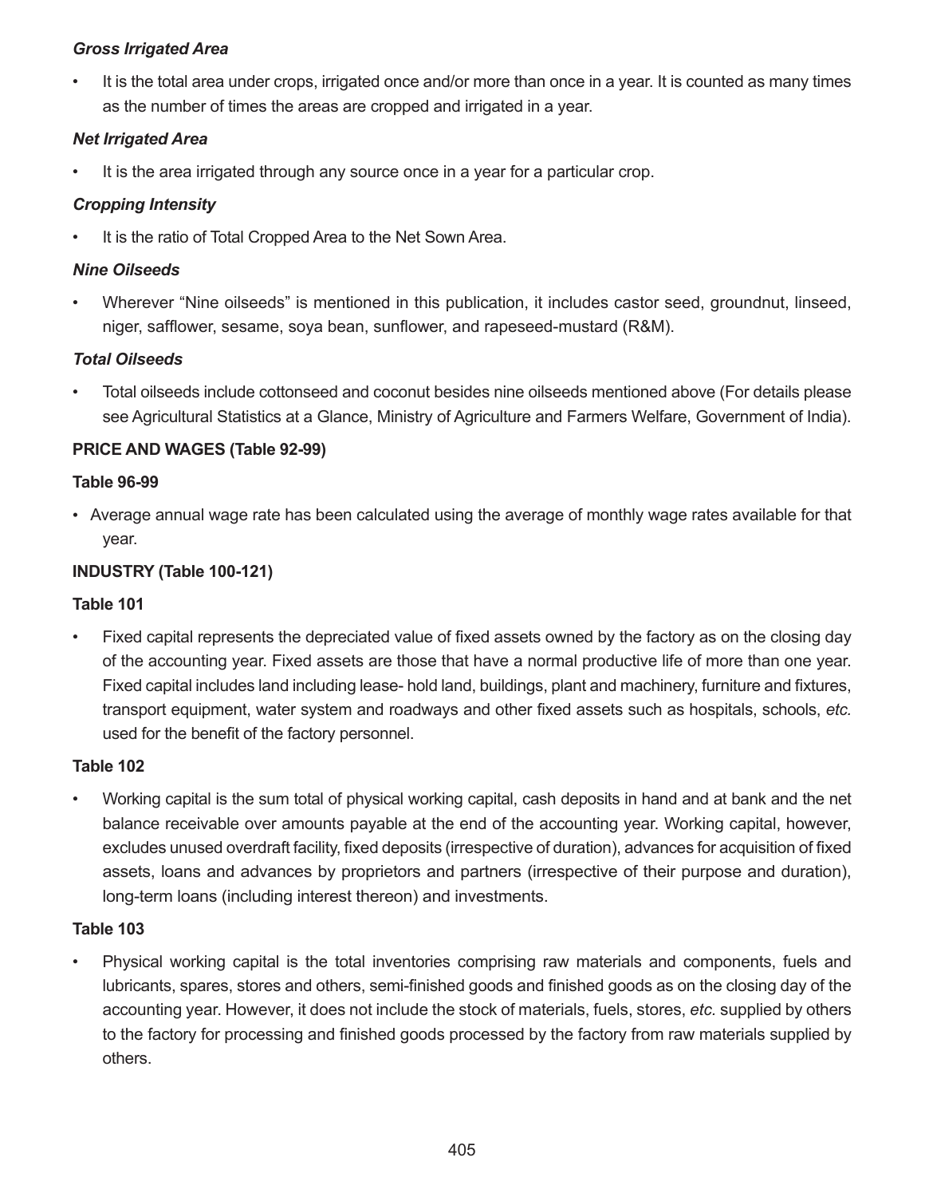***Gross Irrigated Area***

- It is the total area under crops, irrigated once and/or more than once in a year. It is counted as many times as the number of times the areas are cropped and irrigated in a year.

***Net Irrigated Area***

- It is the area irrigated through any source once in a year for a particular crop.

***Cropping Intensity***

- It is the ratio of Total Cropped Area to the Net Sown Area.

***Nine Oilseeds***

- Wherever "Nine oilseeds" is mentioned in this publication, it includes castor seed, groundnut, linseed, niger, safflower, sesame, soya bean, sunflower, and rapeseed-mustard (R&M).

***Total Oilseeds***

- Total oilseeds include cottonseed and coconut besides nine oilseeds mentioned above (For details please see Agricultural Statistics at a Glance, Ministry of Agriculture and Farmers Welfare, Government of India).

**PRICE AND WAGES (Table 92-99)**

**Table 96-99**

- Average annual wage rate has been calculated using the average of monthly wage rates available for that year.

**INDUSTRY (Table 100-121)**

**Table 101**

- Fixed capital represents the depreciated value of fixed assets owned by the factory as on the closing day of the accounting year. Fixed assets are those that have a normal productive life of more than one year. Fixed capital includes land including lease- hold land, buildings, plant and machinery, furniture and fixtures, transport equipment, water system and roadways and other fixed assets such as hospitals, schools, *etc.* used for the benefit of the factory personnel.

**Table 102**

- Working capital is the sum total of physical working capital, cash deposits in hand and at bank and the net balance receivable over amounts payable at the end of the accounting year. Working capital, however, excludes unused overdraft facility, fixed deposits (irrespective of duration), advances for acquisition of fixed assets, loans and advances by proprietors and partners (irrespective of their purpose and duration), long-term loans (including interest thereon) and investments.

**Table 103**

- Physical working capital is the total inventories comprising raw materials and components, fuels and lubricants, spares, stores and others, semi-finished goods and finished goods as on the closing day of the accounting year. However, it does not include the stock of materials, fuels, stores, *etc.* supplied by others to the factory for processing and finished goods processed by the factory from raw materials supplied by others.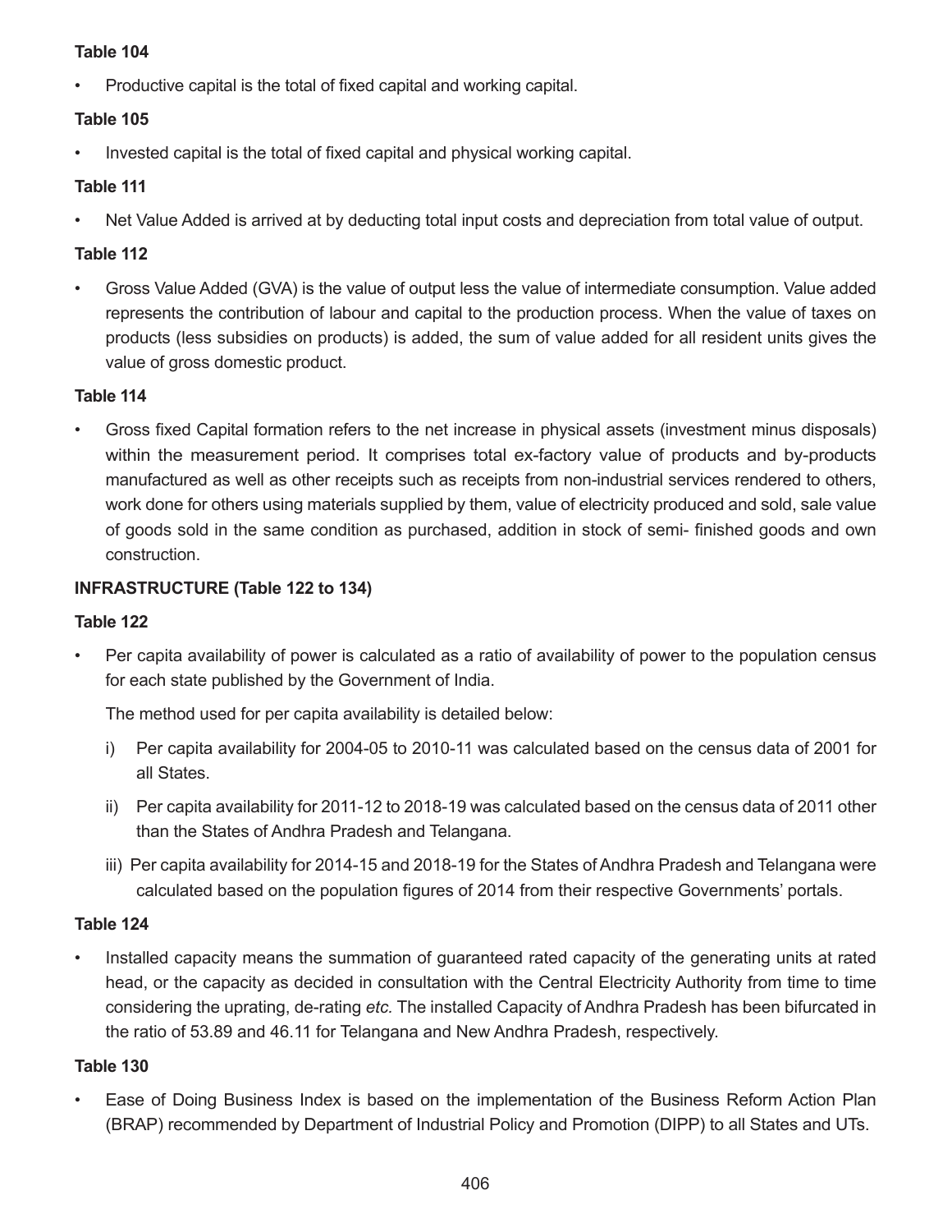**Table 104**

- Productive capital is the total of fixed capital and working capital.

**Table 105**

- Invested capital is the total of fixed capital and physical working capital.

**Table 111**

- Net Value Added is arrived at by deducting total input costs and depreciation from total value of output.

**Table 112**

- Gross Value Added (GVA) is the value of output less the value of intermediate consumption. Value added represents the contribution of labour and capital to the production process. When the value of taxes on products (less subsidies on products) is added, the sum of value added for all resident units gives the value of gross domestic product.

**Table 114**

- Gross fixed Capital formation refers to the net increase in physical assets (investment minus disposals) within the measurement period. It comprises total ex-factory value of products and by-products manufactured as well as other receipts such as receipts from non-industrial services rendered to others, work done for others using materials supplied by them, value of electricity produced and sold, sale value of goods sold in the same condition as purchased, addition in stock of semi- finished goods and own construction.

**INFRASTRUCTURE (Table 122 to 134)**

**Table 122**

- Per capita availability of power is calculated as a ratio of availability of power to the population census for each state published by the Government of India.

  The method used for per capita availability is detailed below:

  i) Per capita availability for 2004-05 to 2010-11 was calculated based on the census data of 2001 for all States.

  ii) Per capita availability for 2011-12 to 2018-19 was calculated based on the census data of 2011 other than the States of Andhra Pradesh and Telangana.

  iii) Per capita availability for 2014-15 and 2018-19 for the States of Andhra Pradesh and Telangana were calculated based on the population figures of 2014 from their respective Governments' portals.

**Table 124**

- Installed capacity means the summation of guaranteed rated capacity of the generating units at rated head, or the capacity as decided in consultation with the Central Electricity Authority from time to time considering the uprating, de-rating *etc.* The installed Capacity of Andhra Pradesh has been bifurcated in the ratio of 53.89 and 46.11 for Telangana and New Andhra Pradesh, respectively.

**Table 130**

- Ease of Doing Business Index is based on the implementation of the Business Reform Action Plan (BRAP) recommended by Department of Industrial Policy and Promotion (DIPP) to all States and UTs.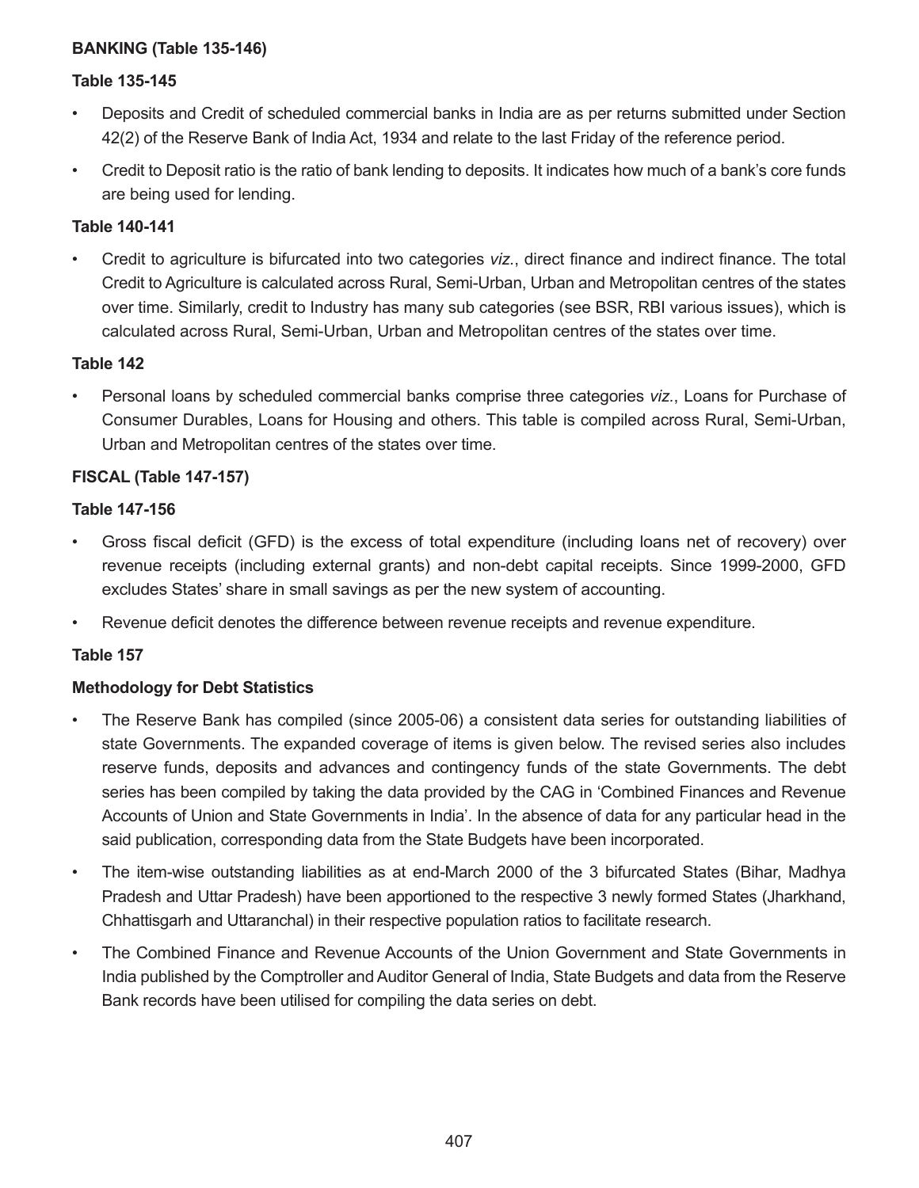**BANKING (Table 135-146)**

**Table 135-145**

- Deposits and Credit of scheduled commercial banks in India are as per returns submitted under Section 42(2) of the Reserve Bank of India Act, 1934 and relate to the last Friday of the reference period.
- Credit to Deposit ratio is the ratio of bank lending to deposits. It indicates how much of a bank's core funds are being used for lending.

**Table 140-141**

- Credit to agriculture is bifurcated into two categories *viz*., direct finance and indirect finance. The total Credit to Agriculture is calculated across Rural, Semi-Urban, Urban and Metropolitan centres of the states over time. Similarly, credit to Industry has many sub categories (see BSR, RBI various issues), which is calculated across Rural, Semi-Urban, Urban and Metropolitan centres of the states over time.

**Table 142**

- Personal loans by scheduled commercial banks comprise three categories *viz*., Loans for Purchase of Consumer Durables, Loans for Housing and others. This table is compiled across Rural, Semi-Urban, Urban and Metropolitan centres of the states over time.

**FISCAL (Table 147-157)**

**Table 147-156**

- Gross fiscal deficit (GFD) is the excess of total expenditure (including loans net of recovery) over revenue receipts (including external grants) and non-debt capital receipts. Since 1999-2000, GFD excludes States' share in small savings as per the new system of accounting.
- Revenue deficit denotes the difference between revenue receipts and revenue expenditure.

**Table 157**

**Methodology for Debt Statistics**

- The Reserve Bank has compiled (since 2005-06) a consistent data series for outstanding liabilities of state Governments. The expanded coverage of items is given below. The revised series also includes reserve funds, deposits and advances and contingency funds of the state Governments. The debt series has been compiled by taking the data provided by the CAG in 'Combined Finances and Revenue Accounts of Union and State Governments in India'. In the absence of data for any particular head in the said publication, corresponding data from the State Budgets have been incorporated.
- The item-wise outstanding liabilities as at end-March 2000 of the 3 bifurcated States (Bihar, Madhya Pradesh and Uttar Pradesh) have been apportioned to the respective 3 newly formed States (Jharkhand, Chhattisgarh and Uttaranchal) in their respective population ratios to facilitate research.
- The Combined Finance and Revenue Accounts of the Union Government and State Governments in India published by the Comptroller and Auditor General of India, State Budgets and data from the Reserve Bank records have been utilised for compiling the data series on debt.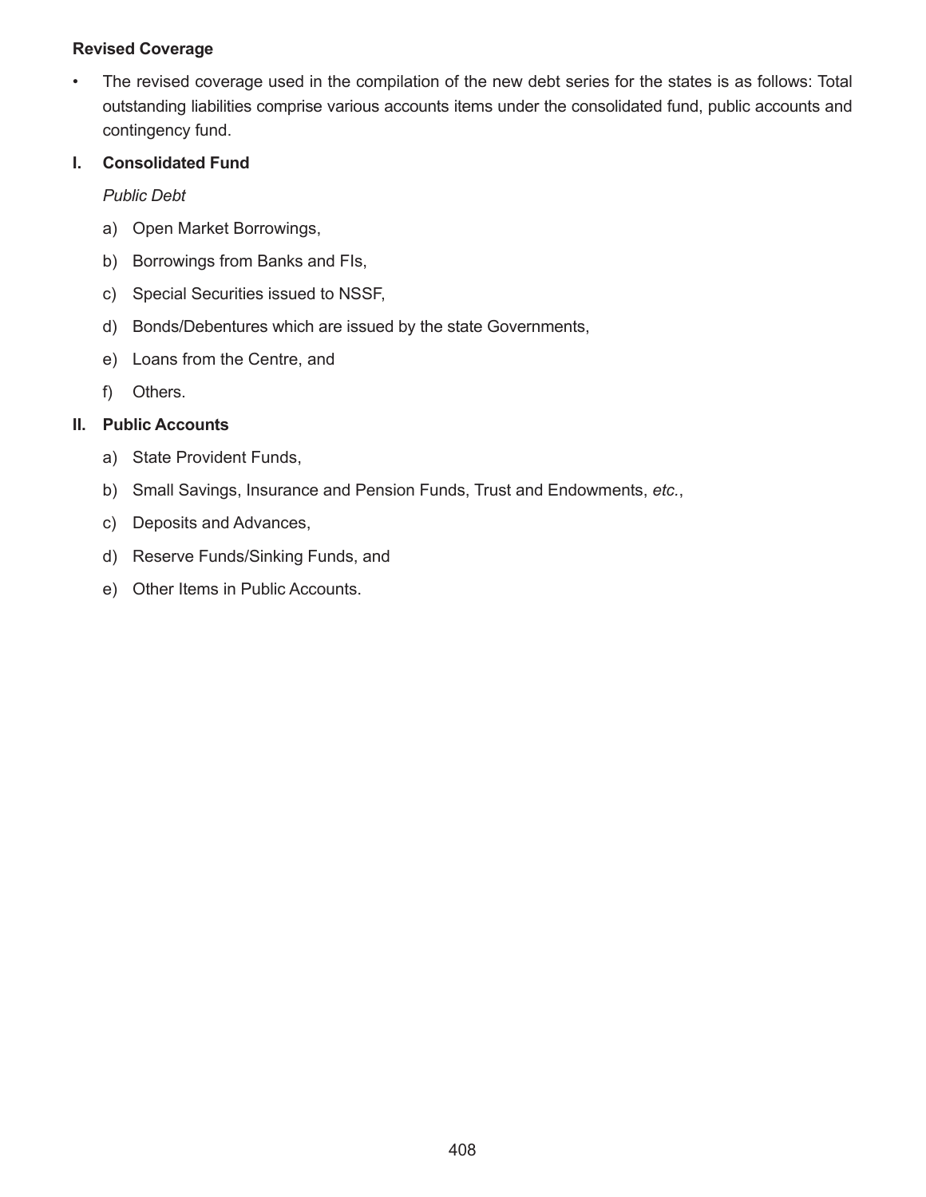**Revised Coverage**

- The revised coverage used in the compilation of the new debt series for the states is as follows: Total outstanding liabilities comprise various accounts items under the consolidated fund, public accounts and contingency fund.

**I. Consolidated Fund**

*Public Debt*

a) Open Market Borrowings,

b) Borrowings from Banks and FIs,

c) Special Securities issued to NSSF,

d) Bonds/Debentures which are issued by the state Governments,

e) Loans from the Centre, and

f) Others.

**II. Public Accounts**

a) State Provident Funds,

b) Small Savings, Insurance and Pension Funds, Trust and Endowments, *etc.*,

c) Deposits and Advances,

d) Reserve Funds/Sinking Funds, and

e) Other Items in Public Accounts.